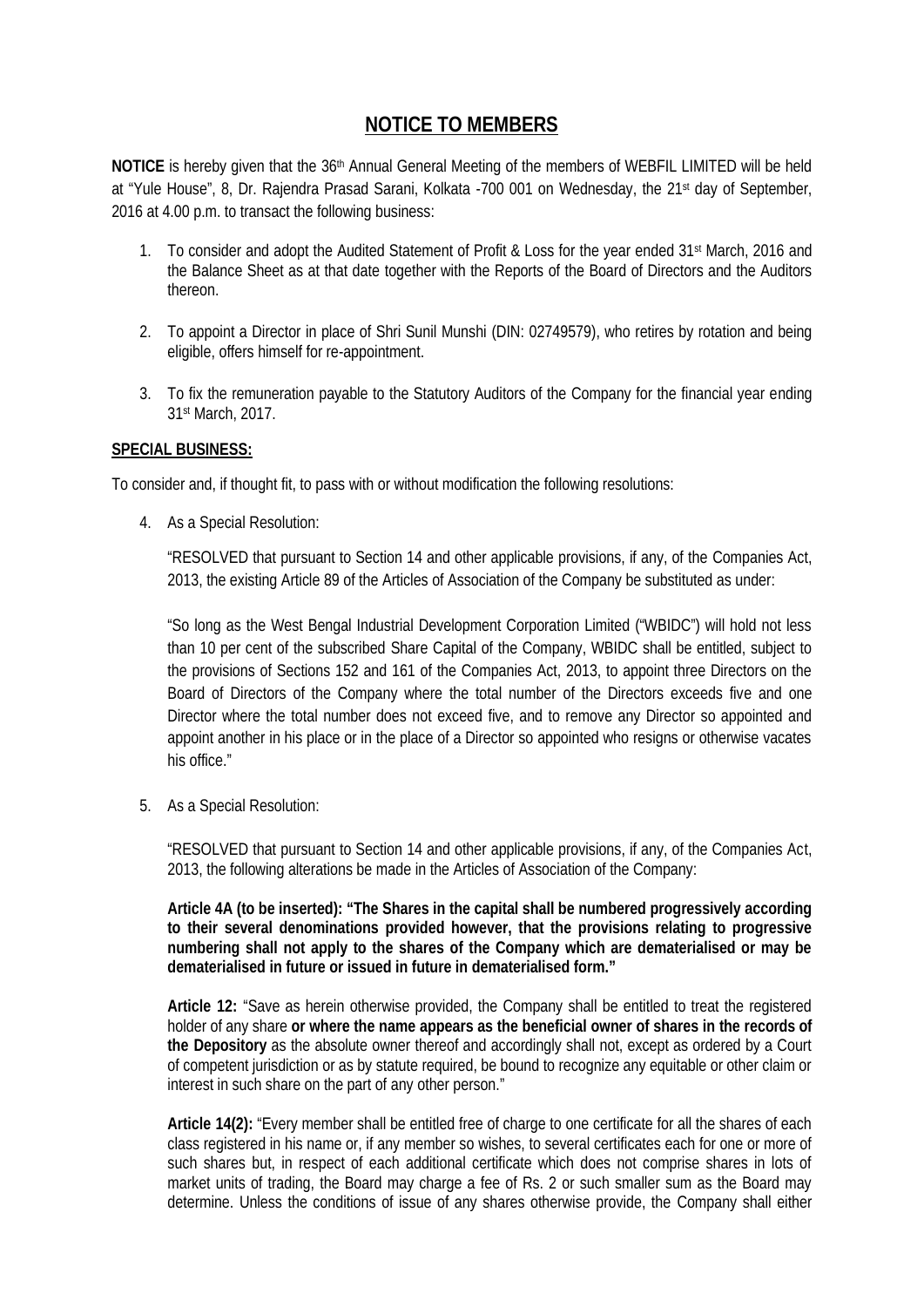# NOTICE TO MEMBERS

**NOTICE** is hereby given that the 36th Annual General Meeting of the members of WEBFIL LIMITED will be held at "Yule House", 8, Dr. Rajendra Prasad Sarani, Kolkata -700 001 on Wednesday, the 21st day of September, 2016 at 4.00 p.m. to transact the following business:

1. To consider and adopt the Audited Statement of Profit & Loss for the year ended 31st March, 2016 and the Balance Sheet as at that date together with the Reports of the Board of Directors and the Auditors thereon.

2. To appoint a Director in place of Shri Sunil Munshi (DIN: 02749579), who retires by rotation and being eligible, offers himself for re-appointment.

3. To fix the remuneration payable to the Statutory Auditors of the Company for the financial year ending 31st March, 2017.

**SPECIAL BUSINESS:**

To consider and, if thought fit, to pass with or without modification the following resolutions:

4. As a Special Resolution:

   "RESOLVED that pursuant to Section 14 and other applicable provisions, if any, of the Companies Act, 2013, the existing Article 89 of the Articles of Association of the Company be substituted as under:

   "So long as the West Bengal Industrial Development Corporation Limited ("WBIDC") will hold not less than 10 per cent of the subscribed Share Capital of the Company, WBIDC shall be entitled, subject to the provisions of Sections 152 and 161 of the Companies Act, 2013, to appoint three Directors on the Board of Directors of the Company where the total number of the Directors exceeds five and one Director where the total number does not exceed five, and to remove any Director so appointed and appoint another in his place or in the place of a Director so appointed who resigns or otherwise vacates his office."

5. As a Special Resolution:

   "RESOLVED that pursuant to Section 14 and other applicable provisions, if any, of the Companies Act, 2013, the following alterations be made in the Articles of Association of the Company:

   **Article 4A (to be inserted): "The Shares in the capital shall be numbered progressively according to their several denominations provided however, that the provisions relating to progressive numbering shall not apply to the shares of the Company which are dematerialised or may be dematerialised in future or issued in future in dematerialised form."**

   **Article 12:** "Save as herein otherwise provided, the Company shall be entitled to treat the registered holder of any share **or where the name appears as the beneficial owner of shares in the records of the Depository** as the absolute owner thereof and accordingly shall not, except as ordered by a Court of competent jurisdiction or as by statute required, be bound to recognize any equitable or other claim or interest in such share on the part of any other person."

   **Article 14(2):** "Every member shall be entitled free of charge to one certificate for all the shares of each class registered in his name or, if any member so wishes, to several certificates each for one or more of such shares but, in respect of each additional certificate which does not comprise shares in lots of market units of trading, the Board may charge a fee of Rs. 2 or such smaller sum as the Board may determine. Unless the conditions of issue of any shares otherwise provide, the Company shall either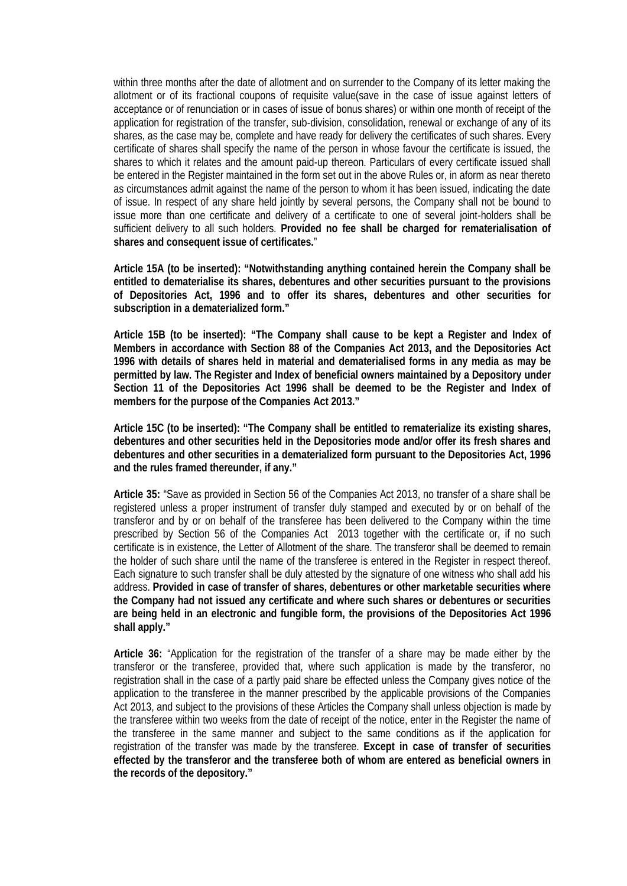within three months after the date of allotment and on surrender to the Company of its letter making the allotment or of its fractional coupons of requisite value(save in the case of issue against letters of acceptance or of renunciation or in cases of issue of bonus shares) or within one month of receipt of the application for registration of the transfer, sub-division, consolidation, renewal or exchange of any of its shares, as the case may be, complete and have ready for delivery the certificates of such shares. Every certificate of shares shall specify the name of the person in whose favour the certificate is issued, the shares to which it relates and the amount paid-up thereon. Particulars of every certificate issued shall be entered in the Register maintained in the form set out in the above Rules or, in aform as near thereto as circumstances admit against the name of the person to whom it has been issued, indicating the date of issue. In respect of any share held jointly by several persons, the Company shall not be bound to issue more than one certificate and delivery of a certificate to one of several joint-holders shall be sufficient delivery to all such holders. **Provided no fee shall be charged for rematerialisation of shares and consequent issue of certificates.**"

**Article 15A (to be inserted): "Notwithstanding anything contained herein the Company shall be entitled to dematerialise its shares, debentures and other securities pursuant to the provisions of Depositories Act, 1996 and to offer its shares, debentures and other securities for subscription in a dematerialized form."**

**Article 15B (to be inserted): "The Company shall cause to be kept a Register and Index of Members in accordance with Section 88 of the Companies Act 2013, and the Depositories Act 1996 with details of shares held in material and dematerialised forms in any media as may be permitted by law. The Register and Index of beneficial owners maintained by a Depository under Section 11 of the Depositories Act 1996 shall be deemed to be the Register and Index of members for the purpose of the Companies Act 2013."**

**Article 15C (to be inserted): "The Company shall be entitled to rematerialize its existing shares, debentures and other securities held in the Depositories mode and/or offer its fresh shares and debentures and other securities in a dematerialized form pursuant to the Depositories Act, 1996 and the rules framed thereunder, if any."**

**Article 35:** "Save as provided in Section 56 of the Companies Act 2013, no transfer of a share shall be registered unless a proper instrument of transfer duly stamped and executed by or on behalf of the transferor and by or on behalf of the transferee has been delivered to the Company within the time prescribed by Section 56 of the Companies Act 2013 together with the certificate or, if no such certificate is in existence, the Letter of Allotment of the share. The transferor shall be deemed to remain the holder of such share until the name of the transferee is entered in the Register in respect thereof. Each signature to such transfer shall be duly attested by the signature of one witness who shall add his address. **Provided in case of transfer of shares, debentures or other marketable securities where the Company had not issued any certificate and where such shares or debentures or securities are being held in an electronic and fungible form, the provisions of the Depositories Act 1996 shall apply."**

**Article 36:** "Application for the registration of the transfer of a share may be made either by the transferor or the transferee, provided that, where such application is made by the transferor, no registration shall in the case of a partly paid share be effected unless the Company gives notice of the application to the transferee in the manner prescribed by the applicable provisions of the Companies Act 2013, and subject to the provisions of these Articles the Company shall unless objection is made by the transferee within two weeks from the date of receipt of the notice, enter in the Register the name of the transferee in the same manner and subject to the same conditions as if the application for registration of the transfer was made by the transferee. **Except in case of transfer of securities effected by the transferor and the transferee both of whom are entered as beneficial owners in the records of the depository."**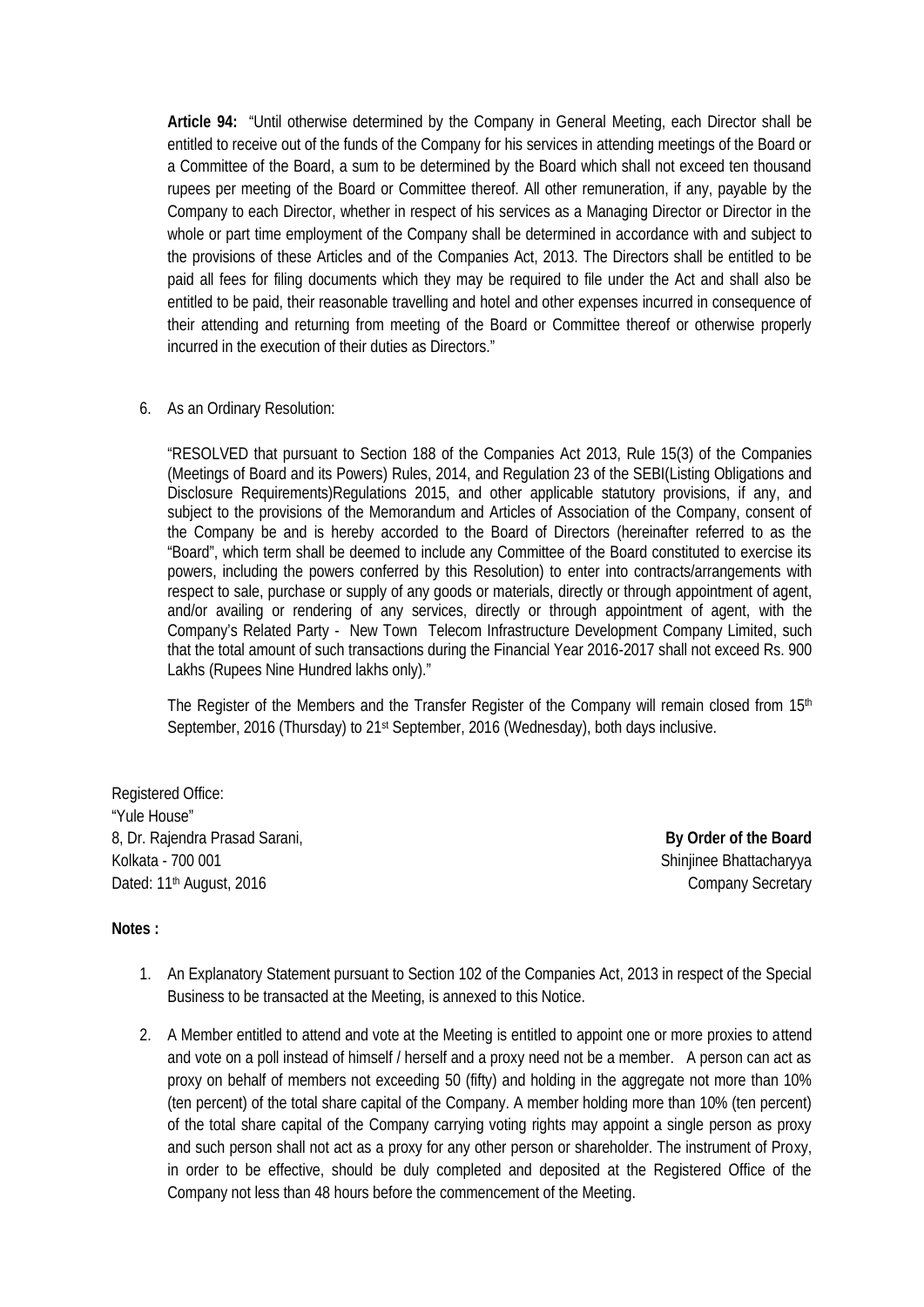**Article 94:** "Until otherwise determined by the Company in General Meeting, each Director shall be entitled to receive out of the funds of the Company for his services in attending meetings of the Board or a Committee of the Board, a sum to be determined by the Board which shall not exceed ten thousand rupees per meeting of the Board or Committee thereof. All other remuneration, if any, payable by the Company to each Director, whether in respect of his services as a Managing Director or Director in the whole or part time employment of the Company shall be determined in accordance with and subject to the provisions of these Articles and of the Companies Act, 2013. The Directors shall be entitled to be paid all fees for filing documents which they may be required to file under the Act and shall also be entitled to be paid, their reasonable travelling and hotel and other expenses incurred in consequence of their attending and returning from meeting of the Board or Committee thereof or otherwise properly incurred in the execution of their duties as Directors."

6. As an Ordinary Resolution:

"RESOLVED that pursuant to Section 188 of the Companies Act 2013, Rule 15(3) of the Companies (Meetings of Board and its Powers) Rules, 2014, and Regulation 23 of the SEBI(Listing Obligations and Disclosure Requirements)Regulations 2015, and other applicable statutory provisions, if any, and subject to the provisions of the Memorandum and Articles of Association of the Company, consent of the Company be and is hereby accorded to the Board of Directors (hereinafter referred to as the "Board", which term shall be deemed to include any Committee of the Board constituted to exercise its powers, including the powers conferred by this Resolution) to enter into contracts/arrangements with respect to sale, purchase or supply of any goods or materials, directly or through appointment of agent, and/or availing or rendering of any services, directly or through appointment of agent, with the Company's Related Party - New Town Telecom Infrastructure Development Company Limited, such that the total amount of such transactions during the Financial Year 2016-2017 shall not exceed Rs. 900 Lakhs (Rupees Nine Hundred lakhs only)."

The Register of the Members and the Transfer Register of the Company will remain closed from 15th September, 2016 (Thursday) to 21st September, 2016 (Wednesday), both days inclusive.

Registered Office:
"Yule House"
8, Dr. Rajendra Prasad Sarani,
Kolkata - 700 001
Dated: 11th August, 2016

**By Order of the Board**
Shinjinee Bhattacharyya
Company Secretary

**Notes :**

1. An Explanatory Statement pursuant to Section 102 of the Companies Act, 2013 in respect of the Special Business to be transacted at the Meeting, is annexed to this Notice.

2. A Member entitled to attend and vote at the Meeting is entitled to appoint one or more proxies to attend and vote on a poll instead of himself / herself and a proxy need not be a member. A person can act as proxy on behalf of members not exceeding 50 (fifty) and holding in the aggregate not more than 10% (ten percent) of the total share capital of the Company. A member holding more than 10% (ten percent) of the total share capital of the Company carrying voting rights may appoint a single person as proxy and such person shall not act as a proxy for any other person or shareholder. The instrument of Proxy, in order to be effective, should be duly completed and deposited at the Registered Office of the Company not less than 48 hours before the commencement of the Meeting.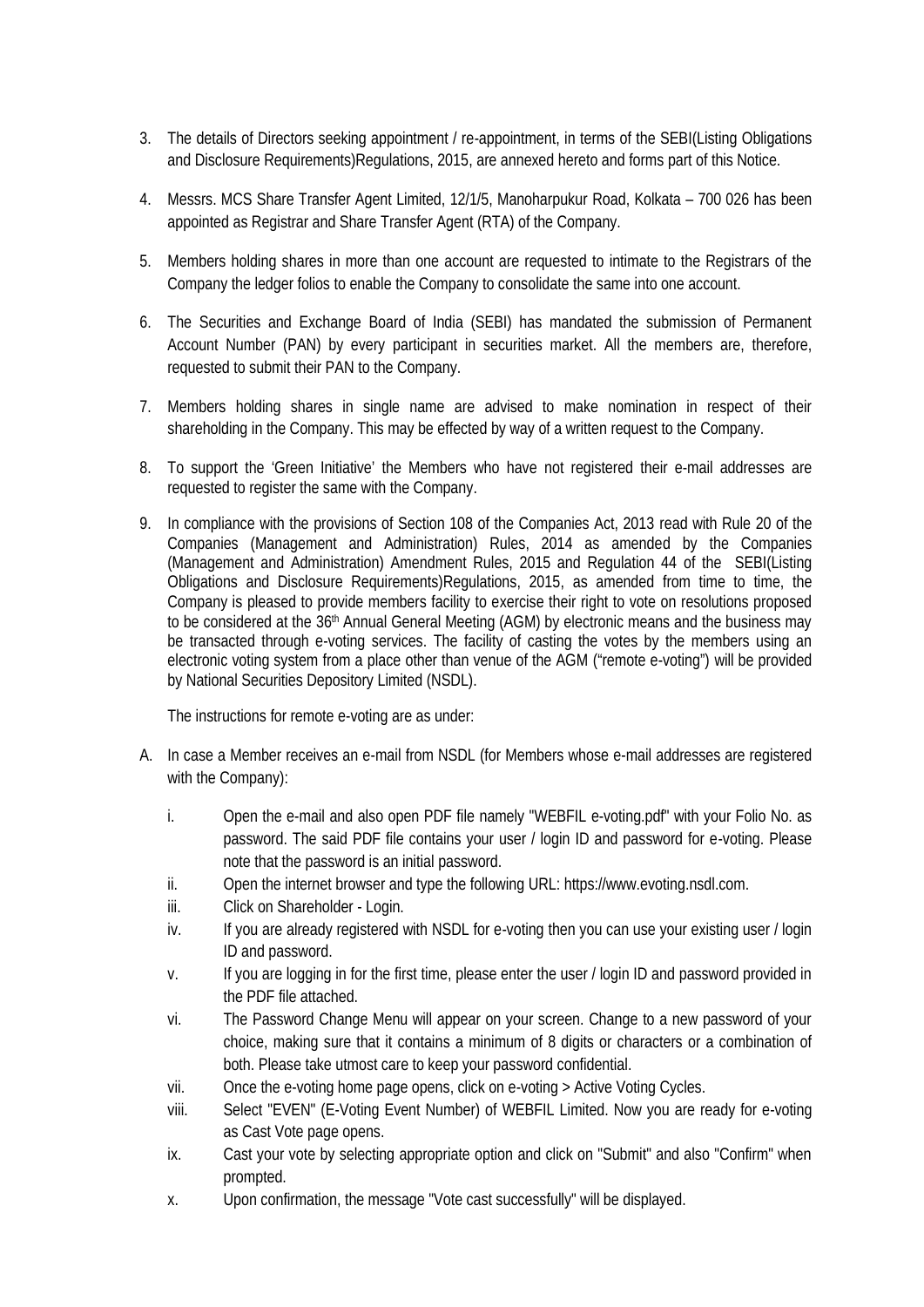3. The details of Directors seeking appointment / re-appointment, in terms of the SEBI(Listing Obligations and Disclosure Requirements)Regulations, 2015, are annexed hereto and forms part of this Notice.

4. Messrs. MCS Share Transfer Agent Limited, 12/1/5, Manoharpukur Road, Kolkata – 700 026 has been appointed as Registrar and Share Transfer Agent (RTA) of the Company.

5. Members holding shares in more than one account are requested to intimate to the Registrars of the Company the ledger folios to enable the Company to consolidate the same into one account.

6. The Securities and Exchange Board of India (SEBI) has mandated the submission of Permanent Account Number (PAN) by every participant in securities market. All the members are, therefore, requested to submit their PAN to the Company.

7. Members holding shares in single name are advised to make nomination in respect of their shareholding in the Company. This may be effected by way of a written request to the Company.

8. To support the 'Green Initiative' the Members who have not registered their e-mail addresses are requested to register the same with the Company.

9. In compliance with the provisions of Section 108 of the Companies Act, 2013 read with Rule 20 of the Companies (Management and Administration) Rules, 2014 as amended by the Companies (Management and Administration) Amendment Rules, 2015 and Regulation 44 of the SEBI(Listing Obligations and Disclosure Requirements)Regulations, 2015, as amended from time to time, the Company is pleased to provide members facility to exercise their right to vote on resolutions proposed to be considered at the 36th Annual General Meeting (AGM) by electronic means and the business may be transacted through e-voting services. The facility of casting the votes by the members using an electronic voting system from a place other than venue of the AGM ("remote e-voting") will be provided by National Securities Depository Limited (NSDL).

   The instructions for remote e-voting are as under:

A. In case a Member receives an e-mail from NSDL (for Members whose e-mail addresses are registered with the Company):

   i. Open the e-mail and also open PDF file namely "WEBFIL e-voting.pdf" with your Folio No. as password. The said PDF file contains your user / login ID and password for e-voting. Please note that the password is an initial password.
   ii. Open the internet browser and type the following URL: https://www.evoting.nsdl.com.
   iii. Click on Shareholder - Login.
   iv. If you are already registered with NSDL for e-voting then you can use your existing user / login ID and password.
   v. If you are logging in for the first time, please enter the user / login ID and password provided in the PDF file attached.
   vi. The Password Change Menu will appear on your screen. Change to a new password of your choice, making sure that it contains a minimum of 8 digits or characters or a combination of both. Please take utmost care to keep your password confidential.
   vii. Once the e-voting home page opens, click on e-voting > Active Voting Cycles.
   viii. Select "EVEN" (E-Voting Event Number) of WEBFIL Limited. Now you are ready for e-voting as Cast Vote page opens.
   ix. Cast your vote by selecting appropriate option and click on "Submit" and also "Confirm" when prompted.
   x. Upon confirmation, the message "Vote cast successfully" will be displayed.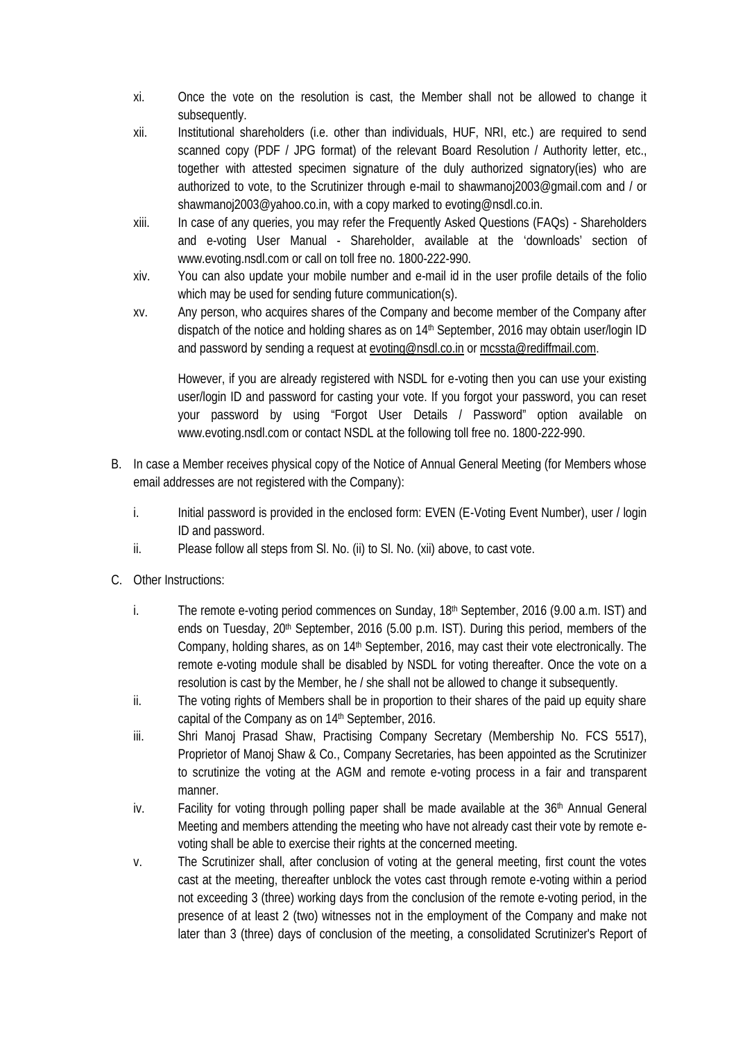- xi. Once the vote on the resolution is cast, the Member shall not be allowed to change it subsequently.
- xii. Institutional shareholders (i.e. other than individuals, HUF, NRI, etc.) are required to send scanned copy (PDF / JPG format) of the relevant Board Resolution / Authority letter, etc., together with attested specimen signature of the duly authorized signatory(ies) who are authorized to vote, to the Scrutinizer through e-mail to shawmanoj2003@gmail.com and / or shawmanoj2003@yahoo.co.in, with a copy marked to evoting@nsdl.co.in.
- xiii. In case of any queries, you may refer the Frequently Asked Questions (FAQs) - Shareholders and e-voting User Manual - Shareholder, available at the 'downloads' section of www.evoting.nsdl.com or call on toll free no. 1800-222-990.
- xiv. You can also update your mobile number and e-mail id in the user profile details of the folio which may be used for sending future communication(s).
- xv. Any person, who acquires shares of the Company and become member of the Company after dispatch of the notice and holding shares as on 14th September, 2016 may obtain user/login ID and password by sending a request at evoting@nsdl.co.in or mcssta@rediffmail.com.

  However, if you are already registered with NSDL for e-voting then you can use your existing user/login ID and password for casting your vote. If you forgot your password, you can reset your password by using "Forgot User Details / Password" option available on www.evoting.nsdl.com or contact NSDL at the following toll free no. 1800-222-990.

B. In case a Member receives physical copy of the Notice of Annual General Meeting (for Members whose email addresses are not registered with the Company):

- i. Initial password is provided in the enclosed form: EVEN (E-Voting Event Number), user / login ID and password.
- ii. Please follow all steps from Sl. No. (ii) to Sl. No. (xii) above, to cast vote.

C. Other Instructions:

- i. The remote e-voting period commences on Sunday, 18th September, 2016 (9.00 a.m. IST) and ends on Tuesday, 20th September, 2016 (5.00 p.m. IST). During this period, members of the Company, holding shares, as on 14th September, 2016, may cast their vote electronically. The remote e-voting module shall be disabled by NSDL for voting thereafter. Once the vote on a resolution is cast by the Member, he / she shall not be allowed to change it subsequently.
- ii. The voting rights of Members shall be in proportion to their shares of the paid up equity share capital of the Company as on 14th September, 2016.
- iii. Shri Manoj Prasad Shaw, Practising Company Secretary (Membership No. FCS 5517), Proprietor of Manoj Shaw & Co., Company Secretaries, has been appointed as the Scrutinizer to scrutinize the voting at the AGM and remote e-voting process in a fair and transparent manner.
- iv. Facility for voting through polling paper shall be made available at the 36th Annual General Meeting and members attending the meeting who have not already cast their vote by remote e-voting shall be able to exercise their rights at the concerned meeting.
- v. The Scrutinizer shall, after conclusion of voting at the general meeting, first count the votes cast at the meeting, thereafter unblock the votes cast through remote e-voting within a period not exceeding 3 (three) working days from the conclusion of the remote e-voting period, in the presence of at least 2 (two) witnesses not in the employment of the Company and make not later than 3 (three) days of conclusion of the meeting, a consolidated Scrutinizer's Report of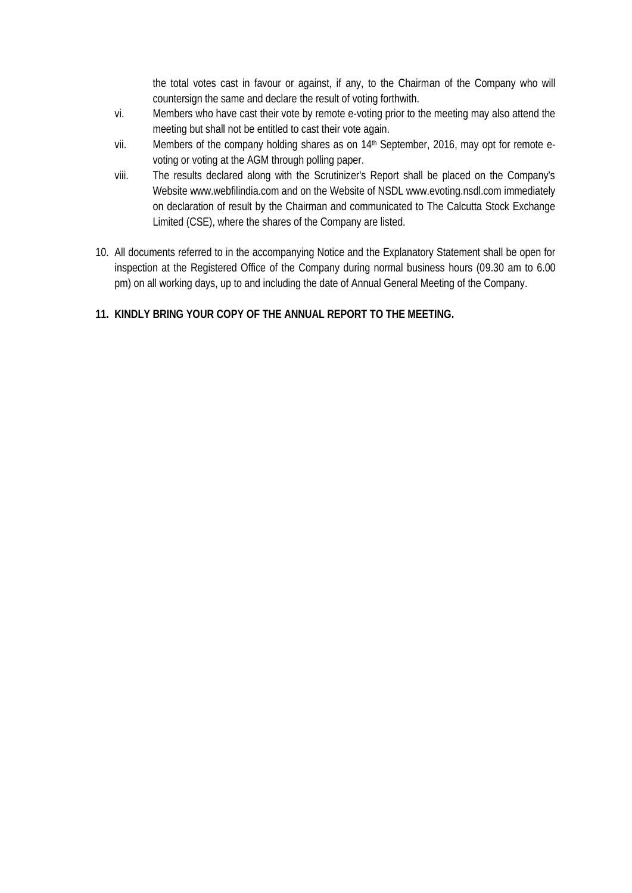the total votes cast in favour or against, if any, to the Chairman of the Company who will countersign the same and declare the result of voting forthwith.

vi. Members who have cast their vote by remote e-voting prior to the meeting may also attend the meeting but shall not be entitled to cast their vote again.

vii. Members of the company holding shares as on 14th September, 2016, may opt for remote e-voting or voting at the AGM through polling paper.

viii. The results declared along with the Scrutinizer's Report shall be placed on the Company's Website www.webfilindia.com and on the Website of NSDL www.evoting.nsdl.com immediately on declaration of result by the Chairman and communicated to The Calcutta Stock Exchange Limited (CSE), where the shares of the Company are listed.

10. All documents referred to in the accompanying Notice and the Explanatory Statement shall be open for inspection at the Registered Office of the Company during normal business hours (09.30 am to 6.00 pm) on all working days, up to and including the date of Annual General Meeting of the Company.

11. **KINDLY BRING YOUR COPY OF THE ANNUAL REPORT TO THE MEETING.**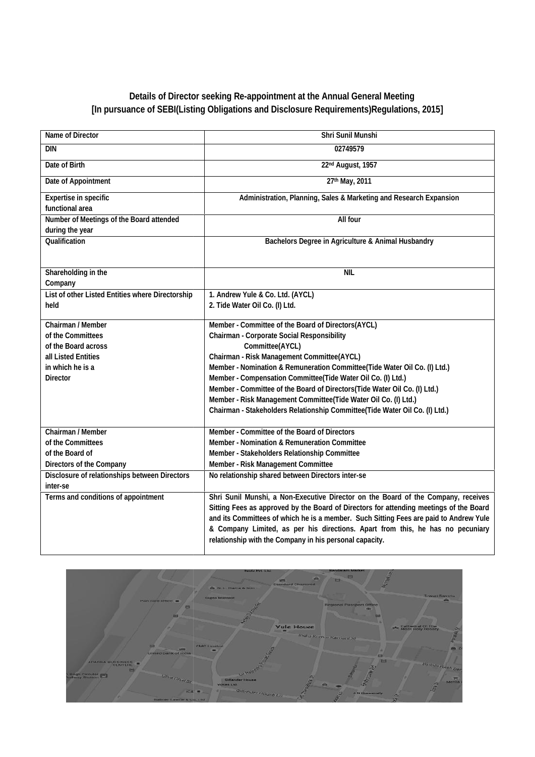## Details of Director seeking Re-appointment at the Annual General Meeting
## [In pursuance of SEBI(Listing Obligations and Disclosure Requirements)Regulations, 2015]

| | |
|---|---|
| Name of Director | Shri Sunil Munshi |
| DIN | 02749579 |
| Date of Birth | 22nd August, 1957 |
| Date of Appointment | 27th May, 2011 |
| Expertise in specific functional area | Administration, Planning, Sales & Marketing and Research Expansion |
| Number of Meetings of the Board attended during the year | All four |
| Qualification | Bachelors Degree in Agriculture & Animal Husbandry |
| Shareholding in the Company | NIL |
| List of other Listed Entities where Directorship held | 1. Andrew Yule & Co. Ltd. (AYCL)<br>2. Tide Water Oil Co. (I) Ltd. |
| Chairman / Member of the Committees of the Board across all Listed Entities in which he is a Director | Member - Committee of the Board of Directors(AYCL)<br>Chairman - Corporate Social Responsibility Committee(AYCL)<br>Chairman - Risk Management Committee(AYCL)<br>Member - Nomination & Remuneration Committee(Tide Water Oil Co. (I) Ltd.)<br>Member - Compensation Committee(Tide Water Oil Co. (I) Ltd.)<br>Member - Committee of the Board of Directors(Tide Water Oil Co. (I) Ltd.)<br>Member - Risk Management Committee(Tide Water Oil Co. (I) Ltd.)<br>Chairman - Stakeholders Relationship Committee(Tide Water Oil Co. (I) Ltd.) |
| Chairman / Member of the Committees of the Board of Directors of the Company | Member - Committee of the Board of Directors<br>Member - Nomination & Remuneration Committee<br>Member - Stakeholders Relationship Committee<br>Member - Risk Management Committee |
| Disclosure of relationships between Directors inter-se | No relationship shared between Directors inter-se |
| Terms and conditions of appointment | Shri Sunil Munshi, a Non-Executive Director on the Board of the Company, receives Sitting Fees as approved by the Board of Directors for attending meetings of the Board and its Committees of which he is a member. Such Sitting Fees are paid to Andrew Yule & Company Limited, as per his directions. Apart from this, he has no pecuniary relationship with the Company in his personal capacity. |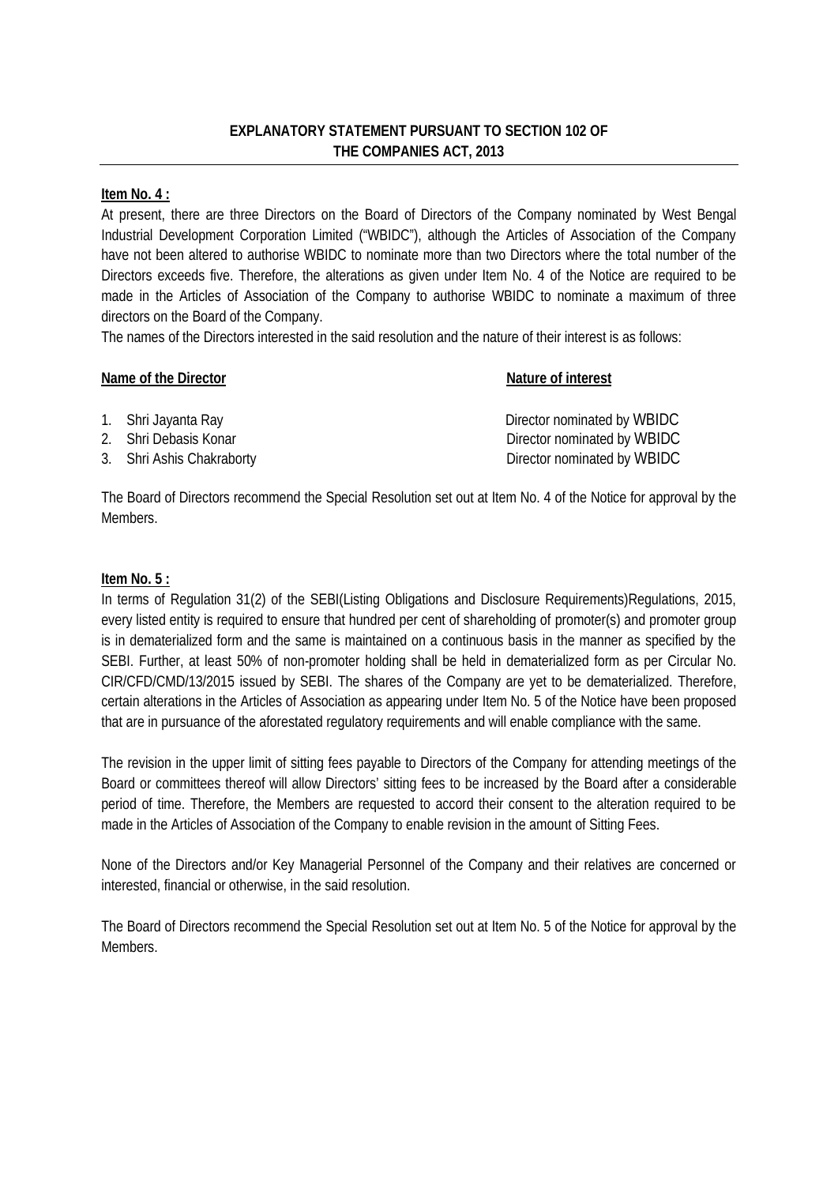## EXPLANATORY STATEMENT PURSUANT TO SECTION 102 OF THE COMPANIES ACT, 2013

**Item No. 4 :**

At present, there are three Directors on the Board of Directors of the Company nominated by West Bengal Industrial Development Corporation Limited ("WBIDC"), although the Articles of Association of the Company have not been altered to authorise WBIDC to nominate more than two Directors where the total number of the Directors exceeds five. Therefore, the alterations as given under Item No. 4 of the Notice are required to be made in the Articles of Association of the Company to authorise WBIDC to nominate a maximum of three directors on the Board of the Company.

The names of the Directors interested in the said resolution and the nature of their interest is as follows:

| Name of the Director | Nature of interest |
|---|---|
| 1. Shri Jayanta Ray | Director nominated by WBIDC |
| 2. Shri Debasis Konar | Director nominated by WBIDC |
| 3. Shri Ashis Chakraborty | Director nominated by WBIDC |

The Board of Directors recommend the Special Resolution set out at Item No. 4 of the Notice for approval by the Members.

**Item No. 5 :**

In terms of Regulation 31(2) of the SEBI(Listing Obligations and Disclosure Requirements)Regulations, 2015, every listed entity is required to ensure that hundred per cent of shareholding of promoter(s) and promoter group is in dematerialized form and the same is maintained on a continuous basis in the manner as specified by the SEBI. Further, at least 50% of non-promoter holding shall be held in dematerialized form as per Circular No. CIR/CFD/CMD/13/2015 issued by SEBI. The shares of the Company are yet to be dematerialized. Therefore, certain alterations in the Articles of Association as appearing under Item No. 5 of the Notice have been proposed that are in pursuance of the aforestated regulatory requirements and will enable compliance with the same.

The revision in the upper limit of sitting fees payable to Directors of the Company for attending meetings of the Board or committees thereof will allow Directors' sitting fees to be increased by the Board after a considerable period of time. Therefore, the Members are requested to accord their consent to the alteration required to be made in the Articles of Association of the Company to enable revision in the amount of Sitting Fees.

None of the Directors and/or Key Managerial Personnel of the Company and their relatives are concerned or interested, financial or otherwise, in the said resolution.

The Board of Directors recommend the Special Resolution set out at Item No. 5 of the Notice for approval by the Members.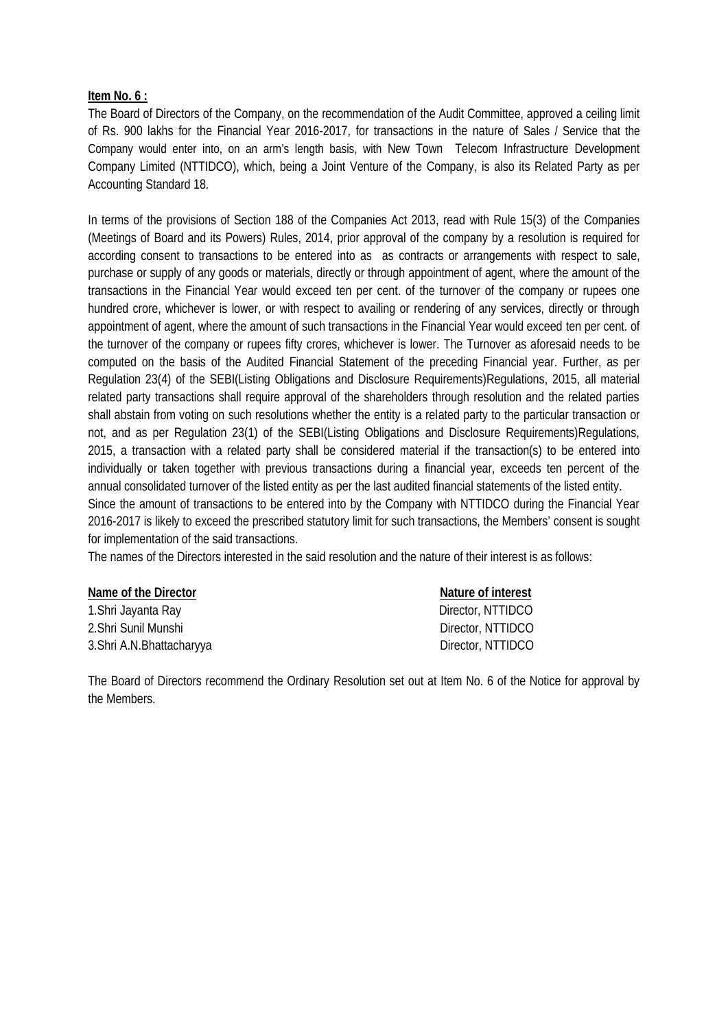**Item No. 6 :**

The Board of Directors of the Company, on the recommendation of the Audit Committee, approved a ceiling limit of Rs. 900 lakhs for the Financial Year 2016-2017, for transactions in the nature of Sales / Service that the Company would enter into, on an arm's length basis, with New Town Telecom Infrastructure Development Company Limited (NTTIDCO), which, being a Joint Venture of the Company, is also its Related Party as per Accounting Standard 18.

In terms of the provisions of Section 188 of the Companies Act 2013, read with Rule 15(3) of the Companies (Meetings of Board and its Powers) Rules, 2014, prior approval of the company by a resolution is required for according consent to transactions to be entered into as as contracts or arrangements with respect to sale, purchase or supply of any goods or materials, directly or through appointment of agent, where the amount of the transactions in the Financial Year would exceed ten per cent. of the turnover of the company or rupees one hundred crore, whichever is lower, or with respect to availing or rendering of any services, directly or through appointment of agent, where the amount of such transactions in the Financial Year would exceed ten per cent. of the turnover of the company or rupees fifty crores, whichever is lower. The Turnover as aforesaid needs to be computed on the basis of the Audited Financial Statement of the preceding Financial year. Further, as per Regulation 23(4) of the SEBI(Listing Obligations and Disclosure Requirements)Regulations, 2015, all material related party transactions shall require approval of the shareholders through resolution and the related parties shall abstain from voting on such resolutions whether the entity is a related party to the particular transaction or not, and as per Regulation 23(1) of the SEBI(Listing Obligations and Disclosure Requirements)Regulations, 2015, a transaction with a related party shall be considered material if the transaction(s) to be entered into individually or taken together with previous transactions during a financial year, exceeds ten percent of the annual consolidated turnover of the listed entity as per the last audited financial statements of the listed entity.

Since the amount of transactions to be entered into by the Company with NTTIDCO during the Financial Year 2016-2017 is likely to exceed the prescribed statutory limit for such transactions, the Members' consent is sought for implementation of the said transactions.

The names of the Directors interested in the said resolution and the nature of their interest is as follows:

| **Name of the Director** | **Nature of interest** |
|---|---|
| 1.Shri Jayanta Ray | Director, NTTIDCO |
| 2.Shri Sunil Munshi | Director, NTTIDCO |
| 3.Shri A.N.Bhattacharyya | Director, NTTIDCO |

The Board of Directors recommend the Ordinary Resolution set out at Item No. 6 of the Notice for approval by the Members.